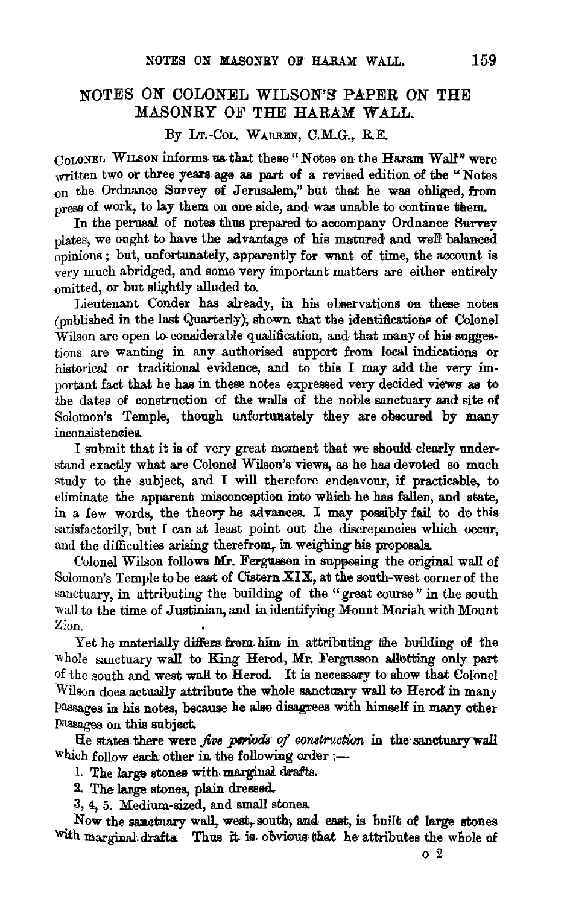# NOTES ON COLONEL WILSON'S PAPER ON THE MASONRY OF THE HARAM WALL.

By Lt.-Col. Warren, C.M.G., R.E.

Colonel Wilson informs us that these "Notes on the Haram Wall" were written two or three years ago as part of a revised edition of the "Notes on the Ordnance Survey of Jerusalem," but that he was obliged, from press of work, to lay them on one side, and was unable to continue them.

In the perusal of notes thus prepared to accompany Ordnance Survey plates, we ought to have the advantage of his matured and well balanced opinions; but, unfortunately, apparently for want of time, the account is very much abridged, and some very important matters are either entirely omitted, or but slightly alluded to.

Lieutenant Conder has already, in his observations on these notes (published in the last Quarterly), shown that the identifications of Colonel Wilson are open to considerable qualification, and that many of his suggestions are wanting in any authorised support from local indications or historical or traditional evidence, and to this I may add the very important fact that he has in these notes expressed very decided views as to the dates of construction of the walls of the noble sanctuary and site of Solomon's Temple, though unfortunately they are obscured by many inconsistencies.

I submit that it is of very great moment that we should clearly understand exactly what are Colonel Wilson's views, as he has devoted so much study to the subject, and I will therefore endeavour, if practicable, to eliminate the apparent misconception into which he has fallen, and state, in a few words, the theory he advances. I may possibly fail to do this satisfactorily, but I can at least point out the discrepancies which occur, and the difficulties arising therefrom, in weighing his proposals.

Colonel Wilson follows Mr. Fergusson in supposing the original wall of Solomon's Temple to be east of Cistern XIX, at the south-west corner of the sanctuary, in attributing the building of the "great course" in the south wall to the time of Justinian, and in identifying Mount Moriah with Mount Zion.

Yet he materially differs from him in attributing the building of the whole sanctuary wall to King Herod, Mr. Fergusson allotting only part of the south and west wall to Herod. It is necessary to show that Colonel Wilson does actually attribute the whole sanctuary wall to Herod in many passages in his notes, because he also disagrees with himself in many other passages on this subject.

He states there were *five periods of construction* in the sanctuary wall which follow each other in the following order :—

1. The large stones with marginal drafts.
2. The large stones, plain dressed.
3. 4, 5. Medium-sized, and small stones.

Now the sanctuary wall, west, south, and east, is built of large stones with marginal drafts. Thus it is obvious that he attributes the whole of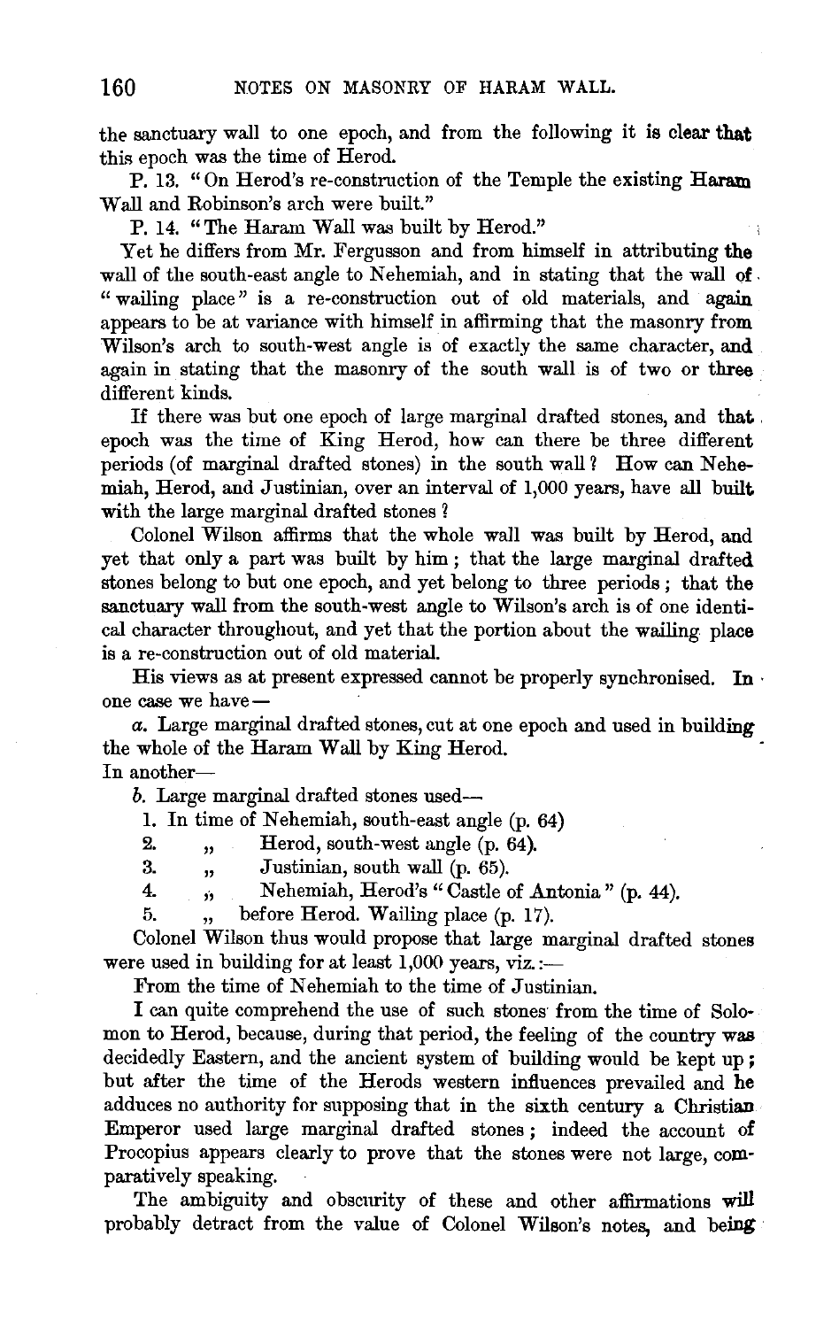the sanctuary wall to one epoch, and from the following it is clear that this epoch was the time of Herod.

P. 13. "On Herod's re-construction of the Temple the existing Haram Wall and Robinson's arch were built."

P. 14. "The Haram Wall was built by Herod."

Yet he differs from Mr. Fergusson and from himself in attributing the wall of the south-east angle to Nehemiah, and in stating that the wall of "wailing place" is a re-construction out of old materials, and again appears to be at variance with himself in affirming that the masonry from Wilson's arch to south-west angle is of exactly the same character, and again in stating that the masonry of the south wall is of two or three different kinds.

If there was but one epoch of large marginal drafted stones, and that epoch was the time of King Herod, how can there be three different periods (of marginal drafted stones) in the south wall? How can Nehemiah, Herod, and Justinian, over an interval of 1,000 years, have all built with the large marginal drafted stones?

Colonel Wilson affirms that the whole wall was built by Herod, and yet that only a part was built by him; that the large marginal drafted stones belong to but one epoch, and yet belong to three periods; that the sanctuary wall from the south-west angle to Wilson's arch is of one identical character throughout, and yet that the portion about the wailing place is a re-construction out of old material.

His views as at present expressed cannot be properly synchronised. In one case we have—

*a.* Large marginal drafted stones, cut at one epoch and used in building the whole of the Haram Wall by King Herod.

In another—

*b.* Large marginal drafted stones used—

1. In time of Nehemiah, south-east angle (p. 64)
2. " Herod, south-west angle (p. 64).
3. " Justinian, south wall (p. 65).
4. " Nehemiah, Herod's "Castle of Antonia" (p. 44).
5. " before Herod. Wailing place (p. 17).

Colonel Wilson thus would propose that large marginal drafted stones were used in building for at least 1,000 years, viz.:—

From the time of Nehemiah to the time of Justinian.

I can quite comprehend the use of such stones from the time of Solomon to Herod, because, during that period, the feeling of the country was decidedly Eastern, and the ancient system of building would be kept up; but after the time of the Herods western influences prevailed and he adduces no authority for supposing that in the sixth century a Christian Emperor used large marginal drafted stones; indeed the account of Procopius appears clearly to prove that the stones were not large, comparatively speaking.

The ambiguity and obscurity of these and other affirmations will probably detract from the value of Colonel Wilson's notes, and being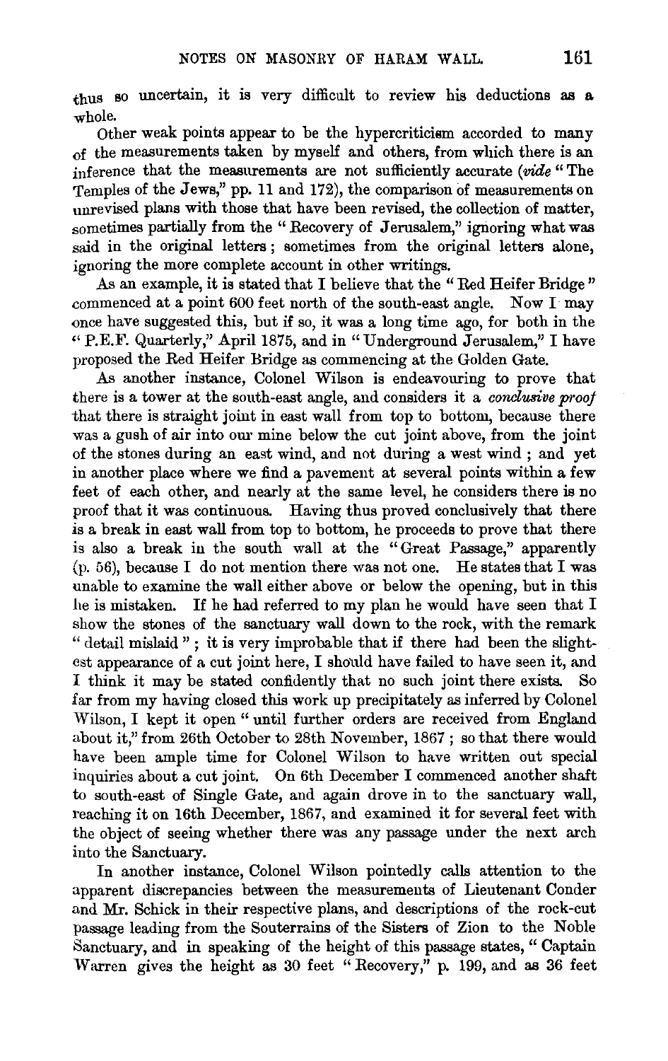thus so uncertain, it is very difficult to review his deductions as a whole.

Other weak points appear to be the hypercriticism accorded to many of the measurements taken by myself and others, from which there is an inference that the measurements are not sufficiently accurate (*vide* "The Temples of the Jews," pp. 11 and 172), the comparison of measurements on unrevised plans with those that have been revised, the collection of matter, sometimes partially from the "Recovery of Jerusalem," ignoring what was said in the original letters; sometimes from the original letters alone, ignoring the more complete account in other writings.

As an example, it is stated that I believe that the "Red Heifer Bridge" commenced at a point 600 feet north of the south-east angle. Now I may once have suggested this, but if so, it was a long time ago, for both in the "P.E.F. Quarterly," April 1875, and in "Underground Jerusalem," I have proposed the Red Heifer Bridge as commencing at the Golden Gate.

As another instance, Colonel Wilson is endeavouring to prove that there is a tower at the south-east angle, and considers it a *conclusive proof* that there is straight joint in east wall from top to bottom, because there was a gush of air into our mine below the cut joint above, from the joint of the stones during an east wind, and not during a west wind; and yet in another place where we find a pavement at several points within a few feet of each other, and nearly at the same level, he considers there is no proof that it was continuous. Having thus proved conclusively that there is a break in east wall from top to bottom, he proceeds to prove that there is also a break in the south wall at the "Great Passage," apparently (p. 56), because I do not mention there was not one. He states that I was unable to examine the wall either above or below the opening, but in this he is mistaken. If he had referred to my plan he would have seen that I show the stones of the sanctuary wall down to the rock, with the remark "detail mislaid"; it is very improbable that if there had been the slightest appearance of a cut joint here, I should have failed to have seen it, and I think it may be stated confidently that no such joint there exists. So far from my having closed this work up precipitately as inferred by Colonel Wilson, I kept it open "until further orders are received from England about it," from 26th October to 28th November, 1867; so that there would have been ample time for Colonel Wilson to have written out special inquiries about a cut joint. On 6th December I commenced another shaft to south-east of Single Gate, and again drove in to the sanctuary wall, reaching it on 16th December, 1867, and examined it for several feet with the object of seeing whether there was any passage under the next arch into the Sanctuary.

In another instance, Colonel Wilson pointedly calls attention to the apparent discrepancies between the measurements of Lieutenant Conder and Mr. Schick in their respective plans, and descriptions of the rock-cut passage leading from the Souterrains of the Sisters of Zion to the Noble Sanctuary, and in speaking of the height of this passage states, "Captain Warren gives the height as 30 feet "Recovery," p. 199, and as 36 feet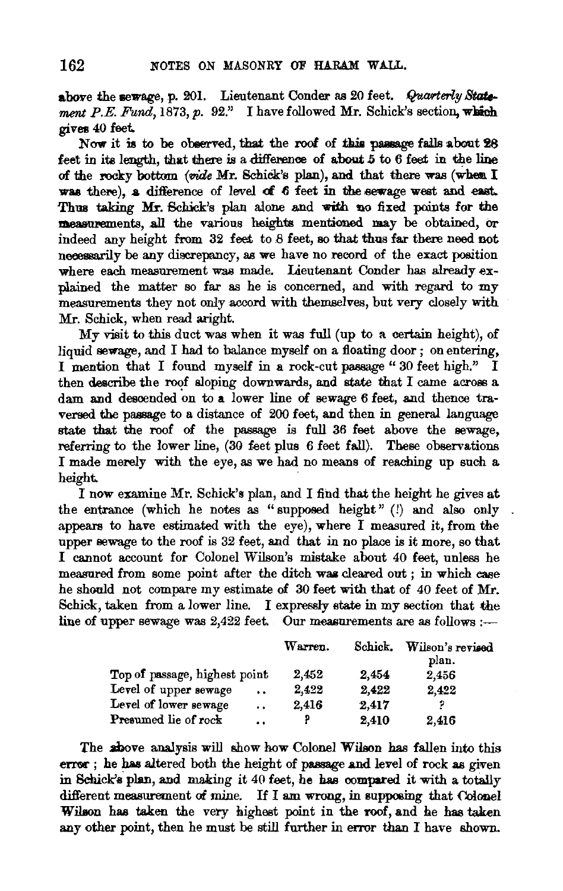above the sewage, p. 201. Lieutenant Conder as 20 feet. *Quarterly Statement P.E. Fund*, 1873, p. 92." I have followed Mr. Schick's section, which gives 40 feet.

Now it is to be observed, that the roof of this passage falls about 28 feet in its length, that there is a difference of about 5 to 6 feet in the line of the rocky bottom (*vide* Mr. Schick's plan), and that there was (when I was there), a difference of level of 6 feet in the sewage west and east. Thus taking Mr. Schick's plan alone and with no fixed points for the measurements, all the various heights mentioned may be obtained, or indeed any height from 32 feet to 8 feet, so that thus far there need not necessarily be any discrepancy, as we have no record of the exact position where each measurement was made. Lieutenant Conder has already explained the matter so far as he is concerned, and with regard to my measurements they not only accord with themselves, but very closely with Mr. Schick, when read aright.

My visit to this duct was when it was full (up to a certain height), of liquid sewage, and I had to balance myself on a floating door; on entering, I mention that I found myself in a rock-cut passage "30 feet high." I then describe the roof sloping downwards, and state that I came across a dam and descended on to a lower line of sewage 6 feet, and thence traversed the passage to a distance of 200 feet, and then in general language state that the roof of the passage is full 36 feet above the sewage, referring to the lower line, (30 feet plus 6 feet fall). These observations I made merely with the eye, as we had no means of reaching up such a height.

I now examine Mr. Schick's plan, and I find that the height he gives at the entrance (which he notes as "supposed height" (!) and also only appears to have estimated with the eye), where I measured it, from the upper sewage to the roof is 32 feet, and that in no place is it more, so that I cannot account for Colonel Wilson's mistake about 40 feet, unless he measured from some point after the ditch was cleared out; in which case he should not compare my estimate of 30 feet with that of 40 feet of Mr. Schick, taken from a lower line. I expressly state in my section that the line of upper sewage was 2,422 feet. Our measurements are as follows:—

| | Warren. | Schick. | Wilson's revised plan. |
|---|---|---|---|
| Top of passage, highest point | 2,452 | 2,454 | 2,456 |
| Level of upper sewage .. | 2,422 | 2,422 | 2,422 |
| Level of lower sewage .. | 2,416 | 2,417 | ? |
| Presumed lie of rock .. | ? | 2,410 | 2,416 |

The above analysis will show how Colonel Wilson has fallen into this error; he has altered both the height of passage and level of rock as given in Schick's plan, and making it 40 feet, he has compared it with a totally different measurement of mine. If I am wrong, in supposing that Colonel Wilson has taken the very highest point in the roof, and he has taken any other point, then he must be still further in error than I have shown.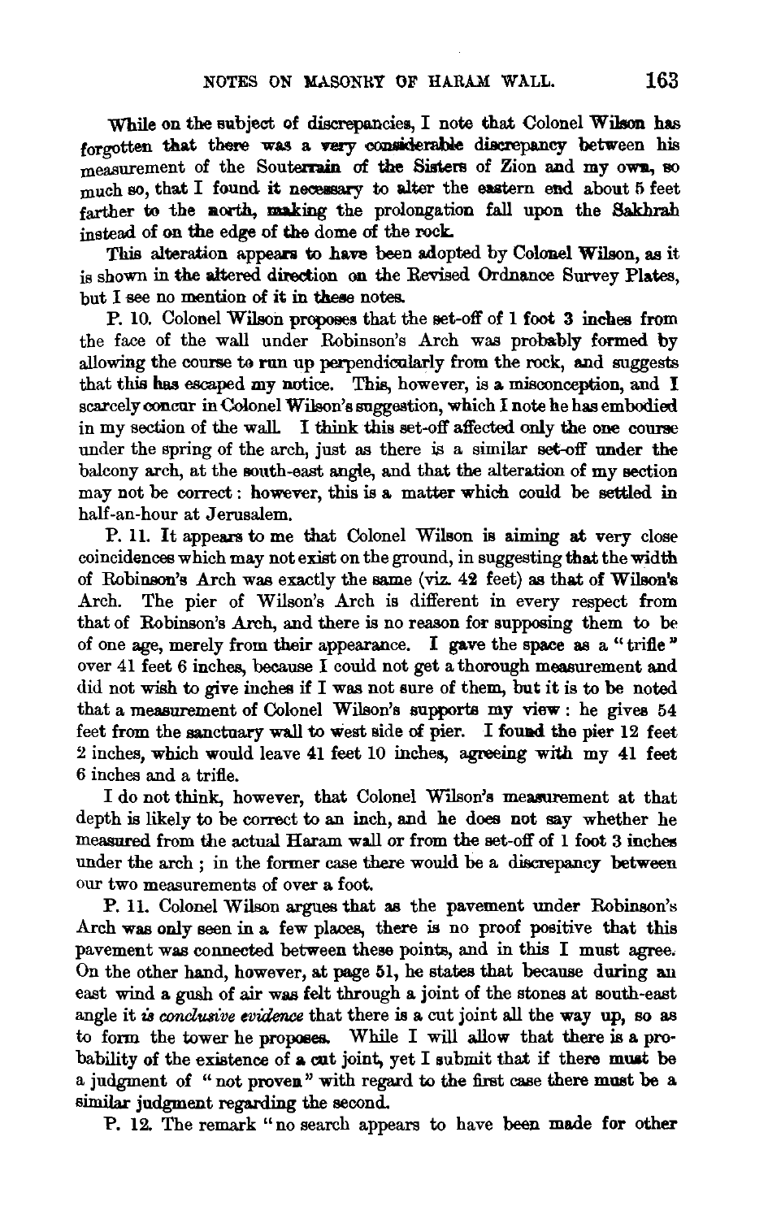While on the subject of discrepancies, I note that Colonel Wilson has forgotten that there was a very considerable discrepancy between his measurement of the Souterrain of the Sisters of Zion and my own, so much so, that I found it necessary to alter the eastern end about 5 feet farther to the north, making the prolongation fall upon the Sakhrah instead of on the edge of the dome of the rock.

This alteration appears to have been adopted by Colonel Wilson, as it is shown in the altered direction on the Revised Ordnance Survey Plates, but I see no mention of it in these notes.

P. 10. Colonel Wilson proposes that the set-off of 1 foot 3 inches from the face of the wall under Robinson's Arch was probably formed by allowing the course to run up perpendicularly from the rock, and suggests that this has escaped my notice. This, however, is a misconception, and I scarcely concur in Colonel Wilson's suggestion, which I note he has embodied in my section of the wall. I think this set-off affected only the one course under the spring of the arch, just as there is a similar set-off under the balcony arch, at the south-east angle, and that the alteration of my section may not be correct: however, this is a matter which could be settled in half-an-hour at Jerusalem.

P. 11. It appears to me that Colonel Wilson is aiming at very close coincidences which may not exist on the ground, in suggesting that the width of Robinson's Arch was exactly the same (viz. 42 feet) as that of Wilson's Arch. The pier of Wilson's Arch is different in every respect from that of Robinson's Arch, and there is no reason for supposing them to be of one age, merely from their appearance. I gave the space as a "trifle" over 41 feet 6 inches, because I could not get a thorough measurement and did not wish to give inches if I was not sure of them, but it is to be noted that a measurement of Colonel Wilson's supports my view: he gives 54 feet from the sanctuary wall to west side of pier. I found the pier 12 feet 2 inches, which would leave 41 feet 10 inches, agreeing with my 41 feet 6 inches and a trifle.

I do not think, however, that Colonel Wilson's measurement at that depth is likely to be correct to an inch, and he does not say whether he measured from the actual Haram wall or from the set-off of 1 foot 3 inches under the arch; in the former case there would be a discrepancy between our two measurements of over a foot.

P. 11. Colonel Wilson argues that as the pavement under Robinson's Arch was only seen in a few places, there is no proof positive that this pavement was connected between these points, and in this I must agree. On the other hand, however, at page 51, he states that because during an east wind a gush of air was felt through a joint of the stones at south-east angle it *is conclusive evidence* that there is a cut joint all the way up, so as to form the tower he proposes. While I will allow that there is a probability of the existence of a cut joint, yet I submit that if there must be a judgment of "not proven" with regard to the first case there must be a similar judgment regarding the second.

P. 12. The remark "no search appears to have been made for other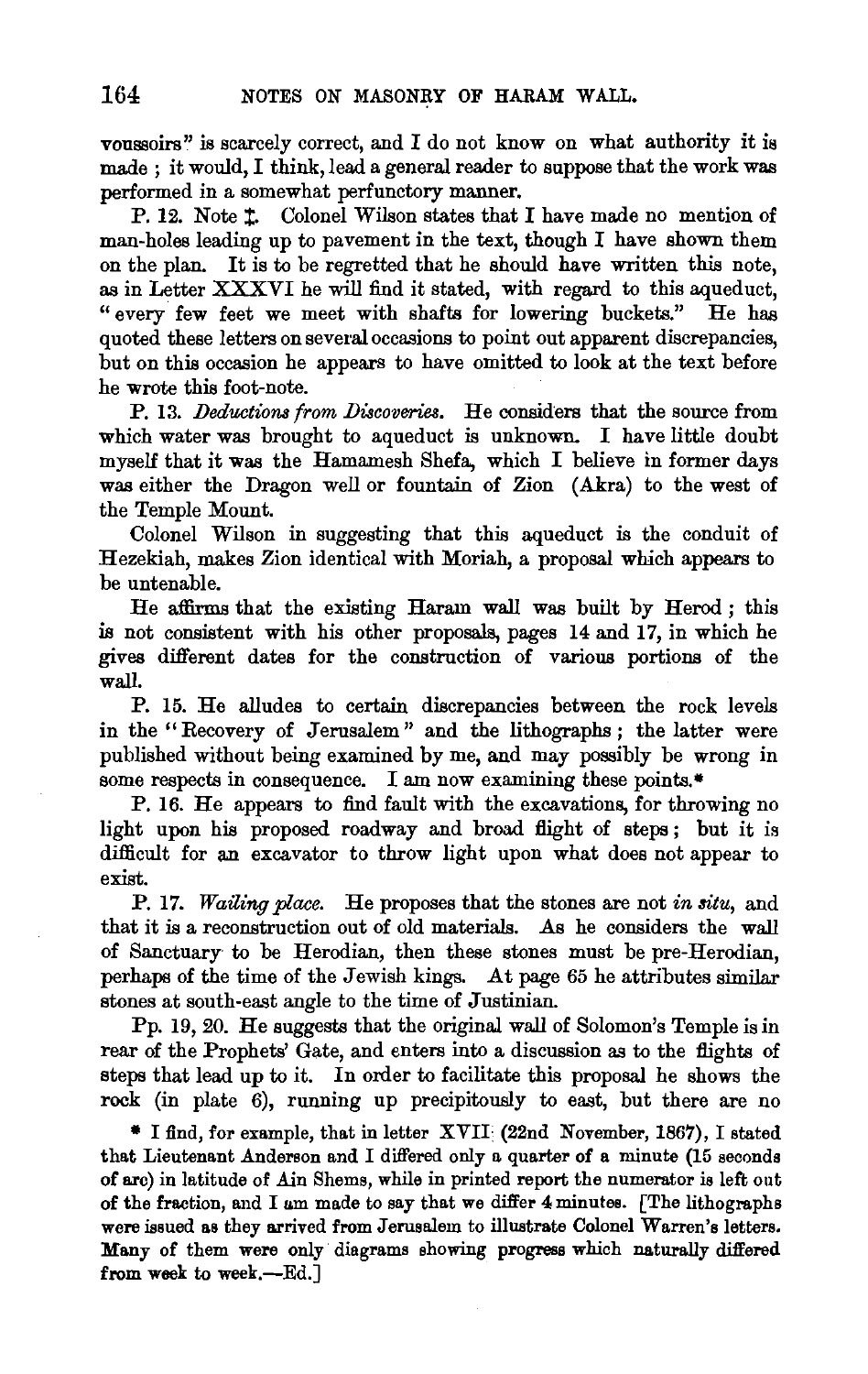voussoirs" is scarcely correct, and I do not know on what authority it is made ; it would, I think, lead a general reader to suppose that the work was performed in a somewhat perfunctory manner.

P. 12. Note ‡. Colonel Wilson states that I have made no mention of man-holes leading up to pavement in the text, though I have shown them on the plan. It is to be regretted that he should have written this note, as in Letter XXXVI he will find it stated, with regard to this aqueduct, "every few feet we meet with shafts for lowering buckets." He has quoted these letters on several occasions to point out apparent discrepancies, but on this occasion he appears to have omitted to look at the text before he wrote this foot-note.

P. 13. *Deductions from Discoveries.* He considers that the source from which water was brought to aqueduct is unknown. I have little doubt myself that it was the Hamamesh Shefa, which I believe in former days was either the Dragon well or fountain of Zion (Akra) to the west of the Temple Mount.

Colonel Wilson in suggesting that this aqueduct is the conduit of Hezekiah, makes Zion identical with Moriah, a proposal which appears to be untenable.

He affirms that the existing Haram wall was built by Herod ; this is not consistent with his other proposals, pages 14 and 17, in which he gives different dates for the construction of various portions of the wall.

P. 15. He alludes to certain discrepancies between the rock levels in the "Recovery of Jerusalem" and the lithographs ; the latter were published without being examined by me, and may possibly be wrong in some respects in consequence. I am now examining these points.*

P. 16. He appears to find fault with the excavations, for throwing no light upon his proposed roadway and broad flight of steps ; but it is difficult for an excavator to throw light upon what does not appear to exist.

P. 17. *Wailing place.* He proposes that the stones are not *in situ*, and that it is a reconstruction out of old materials. As he considers the wall of Sanctuary to be Herodian, then these stones must be pre-Herodian, perhaps of the time of the Jewish kings. At page 65 he attributes similar stones at south-east angle to the time of Justinian.

Pp. 19, 20. He suggests that the original wall of Solomon's Temple is in rear of the Prophets' Gate, and enters into a discussion as to the flights of steps that lead up to it. In order to facilitate this proposal he shows the rock (in plate 6), running up precipitously to east, but there are no

* I find, for example, that in letter XVII (22nd November, 1867), I stated that Lieutenant Anderson and I differed only a quarter of a minute (15 seconds of arc) in latitude of Ain Shems, while in printed report the numerator is left out of the fraction, and I am made to say that we differ 4 minutes. [The lithographs were issued as they arrived from Jerusalem to illustrate Colonel Warren's letters. Many of them were only diagrams showing progress which naturally differed from week to week.—Ed.]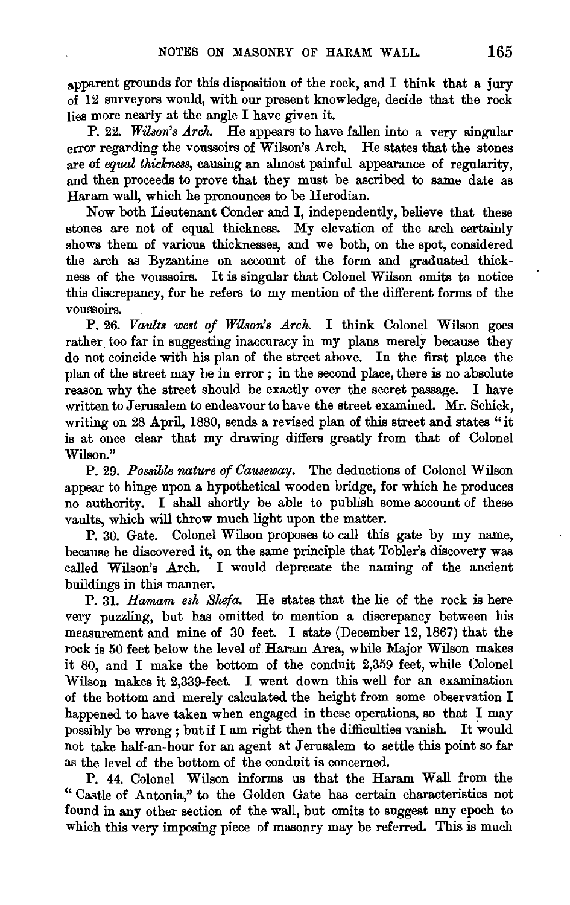apparent grounds for this disposition of the rock, and I think that a jury of 12 surveyors would, with our present knowledge, decide that the rock lies more nearly at the angle I have given it.

P. 22. *Wilson's Arch.* He appears to have fallen into a very singular error regarding the voussoirs of Wilson's Arch. He states that the stones are of *equal thickness*, causing an almost painful appearance of regularity, and then proceeds to prove that they must be ascribed to same date as Haram wall, which he pronounces to be Herodian.

Now both Lieutenant Conder and I, independently, believe that these stones are not of equal thickness. My elevation of the arch certainly shows them of various thicknesses, and we both, on the spot, considered the arch as Byzantine on account of the form and graduated thickness of the voussoirs. It is singular that Colonel Wilson omits to notice this discrepancy, for he refers to my mention of the different forms of the voussoirs.

P. 26. *Vaults west of Wilson's Arch.* I think Colonel Wilson goes rather too far in suggesting inaccuracy in my plans merely because they do not coincide with his plan of the street above. In the first place the plan of the street may be in error; in the second place, there is no absolute reason why the street should be exactly over the secret passage. I have written to Jerusalem to endeavour to have the street examined. Mr. Schick, writing on 28 April, 1880, sends a revised plan of this street and states "it is at once clear that my drawing differs greatly from that of Colonel Wilson."

P. 29. *Possible nature of Causeway.* The deductions of Colonel Wilson appear to hinge upon a hypothetical wooden bridge, for which he produces no authority. I shall shortly be able to publish some account of these vaults, which will throw much light upon the matter.

P. 30. Gate. Colonel Wilson proposes to call this gate by my name, because he discovered it, on the same principle that Tobler's discovery was called Wilson's Arch. I would deprecate the naming of the ancient buildings in this manner.

P. 31. *Hamam esh Shefa.* He states that the lie of the rock is here very puzzling, but has omitted to mention a discrepancy between his measurement and mine of 30 feet. I state (December 12, 1867) that the rock is 50 feet below the level of Haram Area, while Major Wilson makes it 80, and I make the bottom of the conduit 2,359 feet, while Colonel Wilson makes it 2,339-feet. I went down this well for an examination of the bottom and merely calculated the height from some observation I happened to have taken when engaged in these operations, so that I may possibly be wrong; but if I am right then the difficulties vanish. It would not take half-an-hour for an agent at Jerusalem to settle this point so far as the level of the bottom of the conduit is concerned.

P. 44. Colonel Wilson informs us that the Haram Wall from the "Castle of Antonia," to the Golden Gate has certain characteristics not found in any other section of the wall, but omits to suggest any epoch to which this very imposing piece of masonry may be referred. This is much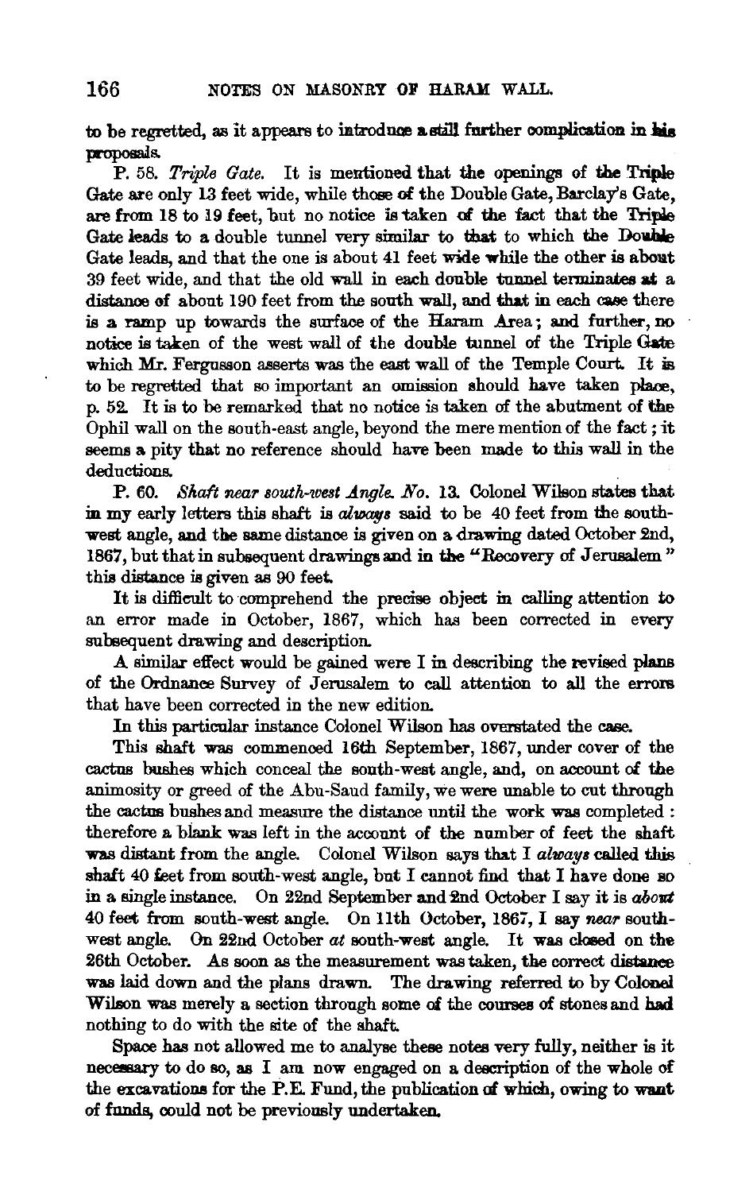to be regretted, as it appears to introduce a still further complication in his proposals.

P. 58. *Triple Gate.* It is mentioned that the openings of the Triple Gate are only 13 feet wide, while those of the Double Gate, Barclay's Gate, are from 18 to 19 feet, but no notice is taken of the fact that the Triple Gate leads to a double tunnel very similar to that to which the Double Gate leads, and that the one is about 41 feet wide while the other is about 39 feet wide, and that the old wall in each double tunnel terminates at a distance of about 190 feet from the south wall, and that in each case there is a ramp up towards the surface of the Haram Area; and further, no notice is taken of the west wall of the double tunnel of the Triple Gate which Mr. Fergusson asserts was the east wall of the Temple Court. It is to be regretted that so important an omission should have taken place, p. 52. It is to be remarked that no notice is taken of the abutment of the Ophil wall on the south-east angle, beyond the mere mention of the fact; it seems a pity that no reference should have been made to this wall in the deductions.

P. 60. *Shaft near south-west Angle. No.* 13. Colonel Wilson states that in my early letters this shaft is *always* said to be 40 feet from the south-west angle, and the same distance is given on a drawing dated October 2nd, 1867, but that in subsequent drawings and in the "Recovery of Jerusalem" this distance is given as 90 feet.

It is difficult to comprehend the precise object in calling attention to an error made in October, 1867, which has been corrected in every subsequent drawing and description.

A similar effect would be gained were I in describing the revised plans of the Ordnance Survey of Jerusalem to call attention to all the errors that have been corrected in the new edition.

In this particular instance Colonel Wilson has overstated the case.

This shaft was commenced 16th September, 1867, under cover of the cactus bushes which conceal the south-west angle, and, on account of the animosity or greed of the Abu-Saud family, we were unable to cut through the cactus bushes and measure the distance until the work was completed: therefore a blank was left in the account of the number of feet the shaft was distant from the angle. Colonel Wilson says that I *always* called this shaft 40 feet from south-west angle, but I cannot find that I have done so in a single instance. On 22nd September and 2nd October I say it is *about* 40 feet from south-west angle. On 11th October, 1867, I say *near* south-west angle. On 22nd October *at* south-west angle. It was closed on the 26th October. As soon as the measurement was taken, the correct distance was laid down and the plans drawn. The drawing referred to by Colonel Wilson was merely a section through some of the courses of stones and had nothing to do with the site of the shaft.

Space has not allowed me to analyse these notes very fully, neither is it necessary to do so, as I am now engaged on a description of the whole of the excavations for the P.E. Fund, the publication of which, owing to want of funds, could not be previously undertaken.